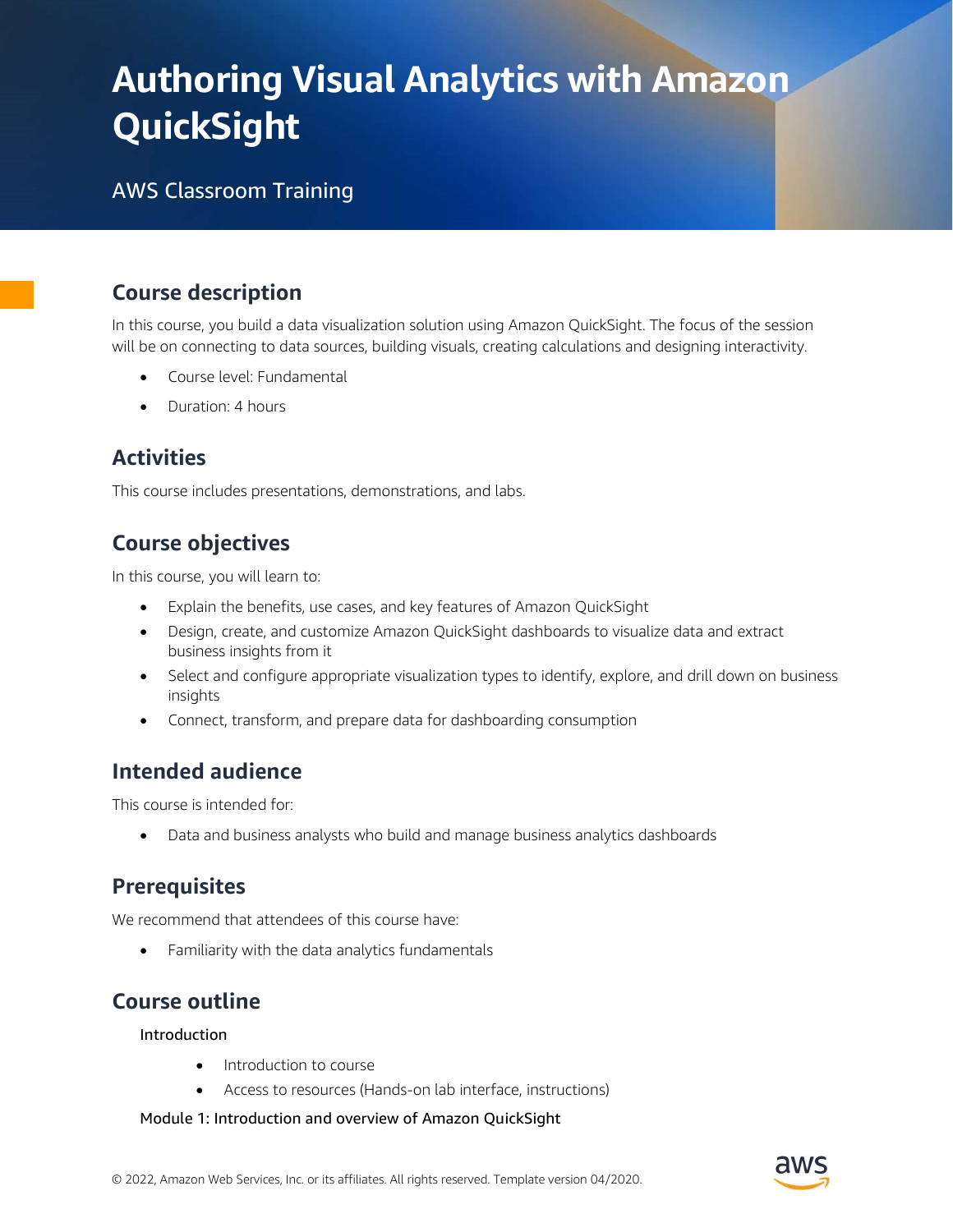# Authoring Visual Analytics with Amazon QuickSight

AWS Classroom Training

## Course description

In this course, you build a data visualization solution using Amazon QuickSight. The focus of the session will be on connecting to data sources, building visuals, creating calculations and designing interactivity.

- Course level: Fundamental
- Duration: 4 hours

## Activities

This course includes presentations, demonstrations, and labs.

## Course objectives

In this course, you will learn to:

- Explain the benefits, use cases, and key features of Amazon QuickSight
- Design, create, and customize Amazon QuickSight dashboards to visualize data and extract business insights from it
- Select and configure appropriate visualization types to identify, explore, and drill down on business insights
- Connect, transform, and prepare data for dashboarding consumption

## Intended audience

This course is intended for:

- Data and business analysts who build and manage business analytics dashboards

## Prerequisites

We recommend that attendees of this course have:

- Familiarity with the data analytics fundamentals

## Course outline

Introduction

- Introduction to course
- Access to resources (Hands-on lab interface, instructions)

Module 1: Introduction and overview of Amazon QuickSight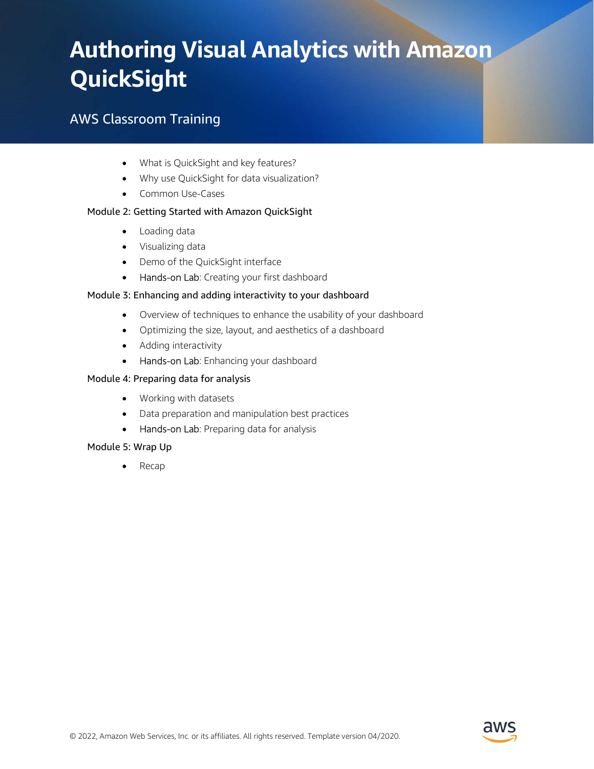# Authoring Visual Analytics with Amazon QuickSight

## AWS Classroom Training

- What is QuickSight and key features?
- Why use QuickSight for data visualization?
- Common Use-Cases

Module 2: Getting Started with Amazon QuickSight

- Loading data
- Visualizing data
- Demo of the QuickSight interface
- Hands-on Lab: Creating your first dashboard

Module 3: Enhancing and adding interactivity to your dashboard

- Overview of techniques to enhance the usability of your dashboard
- Optimizing the size, layout, and aesthetics of a dashboard
- Adding interactivity
- Hands-on Lab: Enhancing your dashboard

Module 4: Preparing data for analysis

- Working with datasets
- Data preparation and manipulation best practices
- Hands-on Lab: Preparing data for analysis

Module 5: Wrap Up

- Recap

© 2022, Amazon Web Services, Inc. or its affiliates. All rights reserved. Template version 04/2020.